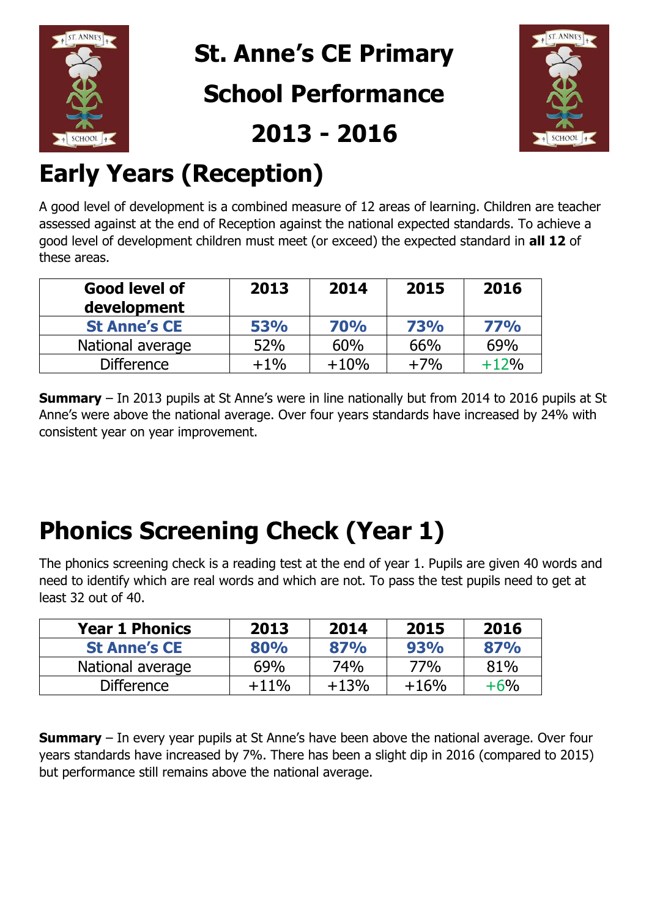# St. Anne's CE Primary School Performance 2013 - 2016

## Early Years (Reception)

A good level of development is a combined measure of 12 areas of learning. Children are teacher assessed against at the end of Reception against the national expected standards. To achieve a good level of development children must meet (or exceed) the expected standard in **all 12** of these areas.

| Good level of development | 2013 | 2014 | 2015 | 2016 |
|---|---|---|---|---|
| **St Anne's CE** | **53%** | **70%** | **73%** | **77%** |
| National average | 52% | 60% | 66% | 69% |
| Difference | +1% | +10% | +7% | +12% |

**Summary** – In 2013 pupils at St Anne's were in line nationally but from 2014 to 2016 pupils at St Anne's were above the national average. Over four years standards have increased by 24% with consistent year on year improvement.

## Phonics Screening Check (Year 1)

The phonics screening check is a reading test at the end of year 1. Pupils are given 40 words and need to identify which are real words and which are not. To pass the test pupils need to get at least 32 out of 40.

| Year 1 Phonics | 2013 | 2014 | 2015 | 2016 |
|---|---|---|---|---|
| **St Anne's CE** | **80%** | **87%** | **93%** | **87%** |
| National average | 69% | 74% | 77% | 81% |
| Difference | +11% | +13% | +16% | +6% |

**Summary** – In every year pupils at St Anne's have been above the national average. Over four years standards have increased by 7%. There has been a slight dip in 2016 (compared to 2015) but performance still remains above the national average.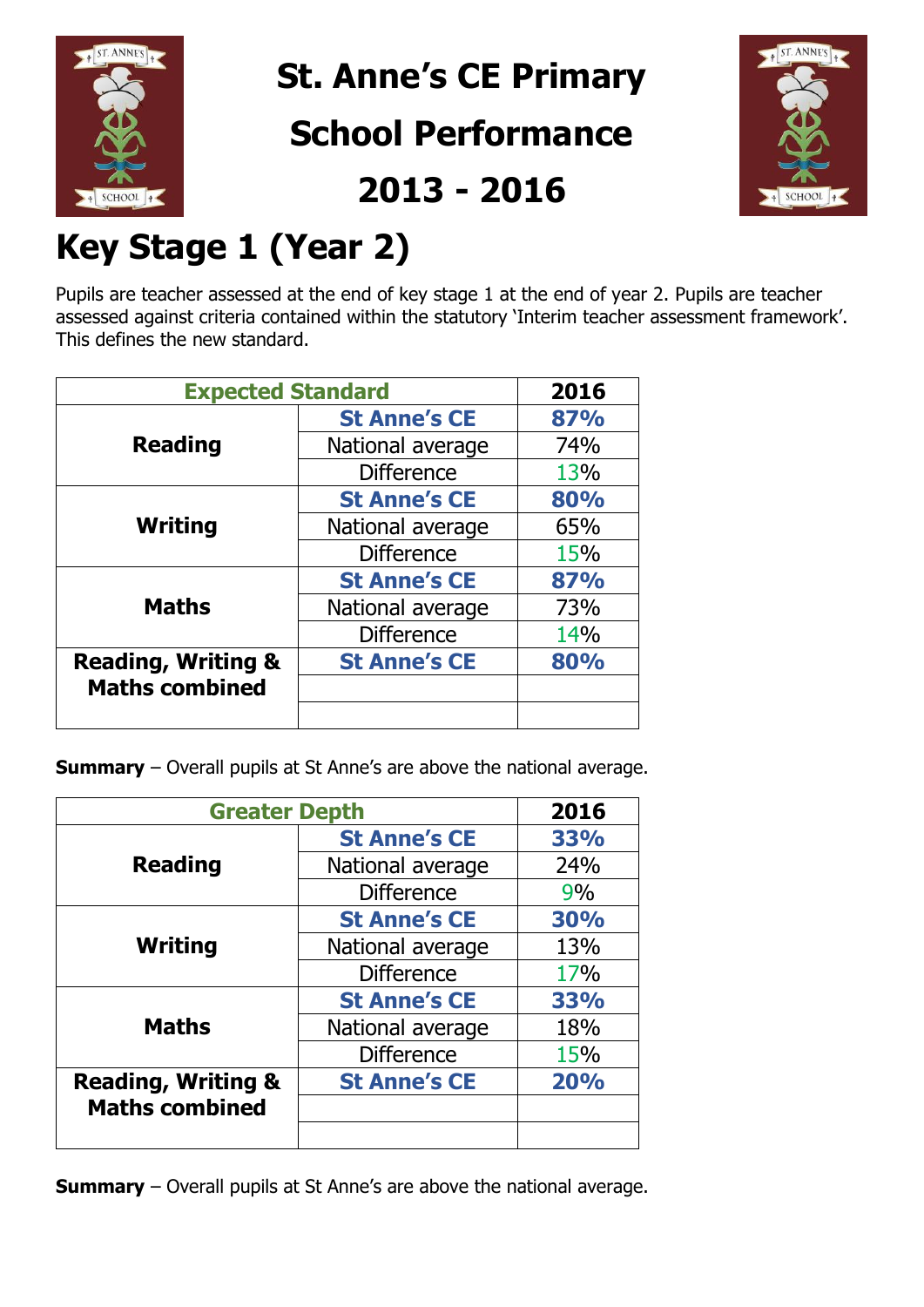# St. Anne's CE Primary School Performance 2013 - 2016

## Key Stage 1 (Year 2)

Pupils are teacher assessed at the end of key stage 1 at the end of year 2. Pupils are teacher assessed against criteria contained within the statutory 'Interim teacher assessment framework'. This defines the new standard.

| Expected Standard | | 2016 |
|---|---|---|
| **Reading** | **St Anne's CE** | **87%** |
| | National average | 74% |
| | Difference | 13% |
| **Writing** | **St Anne's CE** | **80%** |
| | National average | 65% |
| | Difference | 15% |
| **Maths** | **St Anne's CE** | **87%** |
| | National average | 73% |
| | Difference | 14% |
| **Reading, Writing & Maths combined** | **St Anne's CE** | **80%** |
| | | |
| | | |

**Summary** – Overall pupils at St Anne's are above the national average.

| Greater Depth | | 2016 |
|---|---|---|
| **Reading** | **St Anne's CE** | **33%** |
| | National average | 24% |
| | Difference | 9% |
| **Writing** | **St Anne's CE** | **30%** |
| | National average | 13% |
| | Difference | 17% |
| **Maths** | **St Anne's CE** | **33%** |
| | National average | 18% |
| | Difference | 15% |
| **Reading, Writing & Maths combined** | **St Anne's CE** | **20%** |
| | | |
| | | |

**Summary** – Overall pupils at St Anne's are above the national average.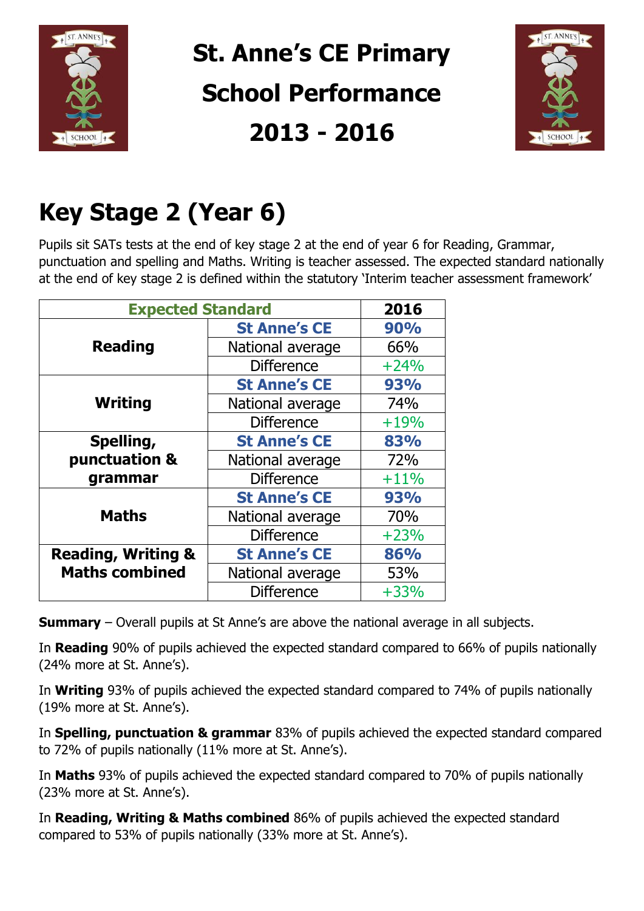# St. Anne's CE Primary School Performance 2013 - 2016

## Key Stage 2 (Year 6)

Pupils sit SATs tests at the end of key stage 2 at the end of year 6 for Reading, Grammar, punctuation and spelling and Maths. Writing is teacher assessed. The expected standard nationally at the end of key stage 2 is defined within the statutory 'Interim teacher assessment framework'

| Expected Standard | | 2016 |
|---|---|---|
| **Reading** | **St Anne's CE** | **90%** |
| | National average | 66% |
| | Difference | +24% |
| **Writing** | **St Anne's CE** | **93%** |
| | National average | 74% |
| | Difference | +19% |
| **Spelling, punctuation & grammar** | **St Anne's CE** | **83%** |
| | National average | 72% |
| | Difference | +11% |
| **Maths** | **St Anne's CE** | **93%** |
| | National average | 70% |
| | Difference | +23% |
| **Reading, Writing & Maths combined** | **St Anne's CE** | **86%** |
| | National average | 53% |
| | Difference | +33% |

**Summary** – Overall pupils at St Anne's are above the national average in all subjects.

In **Reading** 90% of pupils achieved the expected standard compared to 66% of pupils nationally (24% more at St. Anne's).

In **Writing** 93% of pupils achieved the expected standard compared to 74% of pupils nationally (19% more at St. Anne's).

In **Spelling, punctuation & grammar** 83% of pupils achieved the expected standard compared to 72% of pupils nationally (11% more at St. Anne's).

In **Maths** 93% of pupils achieved the expected standard compared to 70% of pupils nationally (23% more at St. Anne's).

In **Reading, Writing & Maths combined** 86% of pupils achieved the expected standard compared to 53% of pupils nationally (33% more at St. Anne's).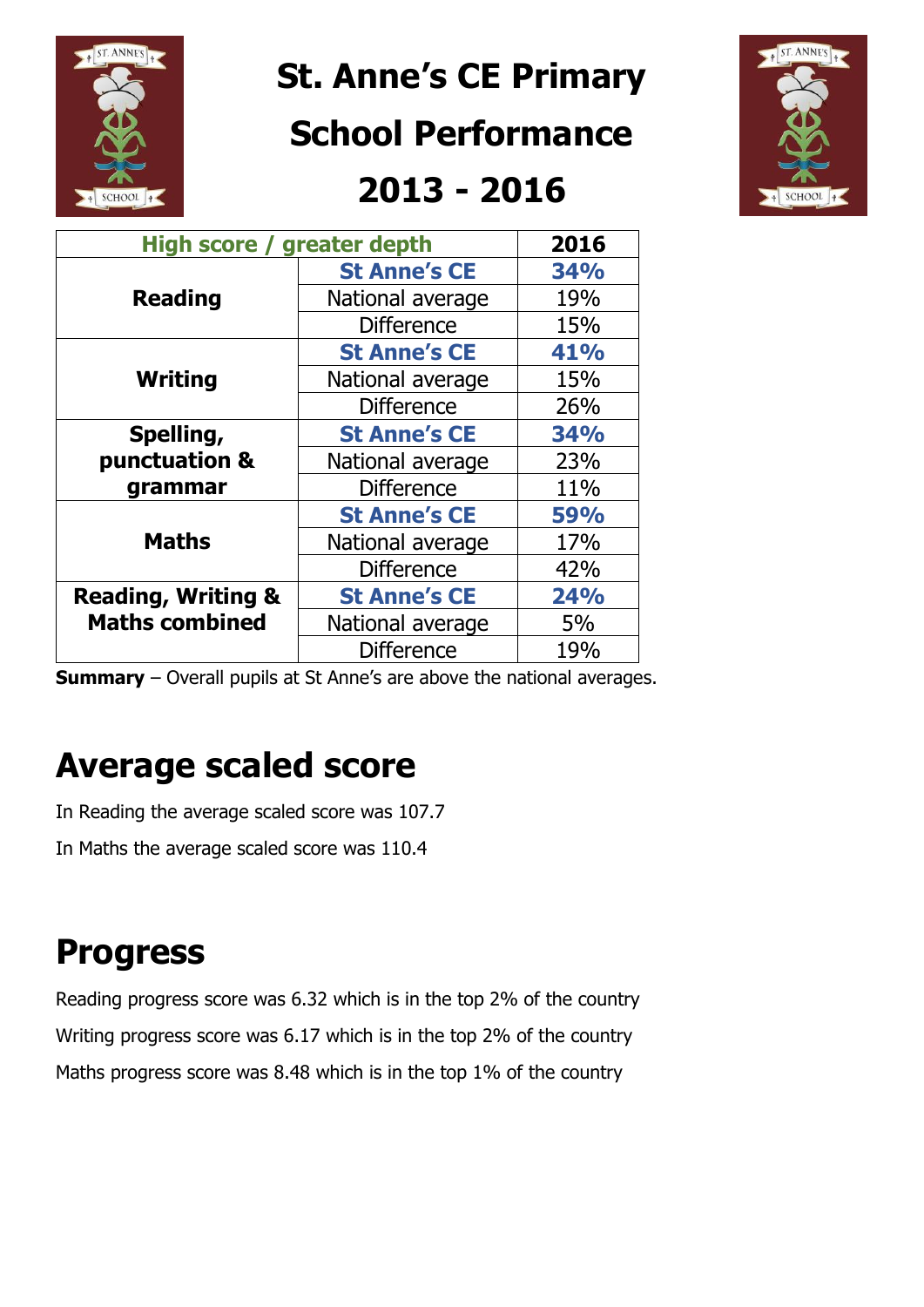# St. Anne's CE Primary School Performance 2013 - 2016

| High score / greater depth | | 2016 |
|---|---|---|
| Reading | **St Anne's CE** | **34%** |
| | National average | 19% |
| | Difference | 15% |
| Writing | **St Anne's CE** | **41%** |
| | National average | 15% |
| | Difference | 26% |
| Spelling, punctuation & grammar | **St Anne's CE** | **34%** |
| | National average | 23% |
| | Difference | 11% |
| Maths | **St Anne's CE** | **59%** |
| | National average | 17% |
| | Difference | 42% |
| Reading, Writing & Maths combined | **St Anne's CE** | **24%** |
| | National average | 5% |
| | Difference | 19% |

**Summary** – Overall pupils at St Anne's are above the national averages.

## Average scaled score

In Reading the average scaled score was 107.7

In Maths the average scaled score was 110.4

## Progress

Reading progress score was 6.32 which is in the top 2% of the country

Writing progress score was 6.17 which is in the top 2% of the country

Maths progress score was 8.48 which is in the top 1% of the country